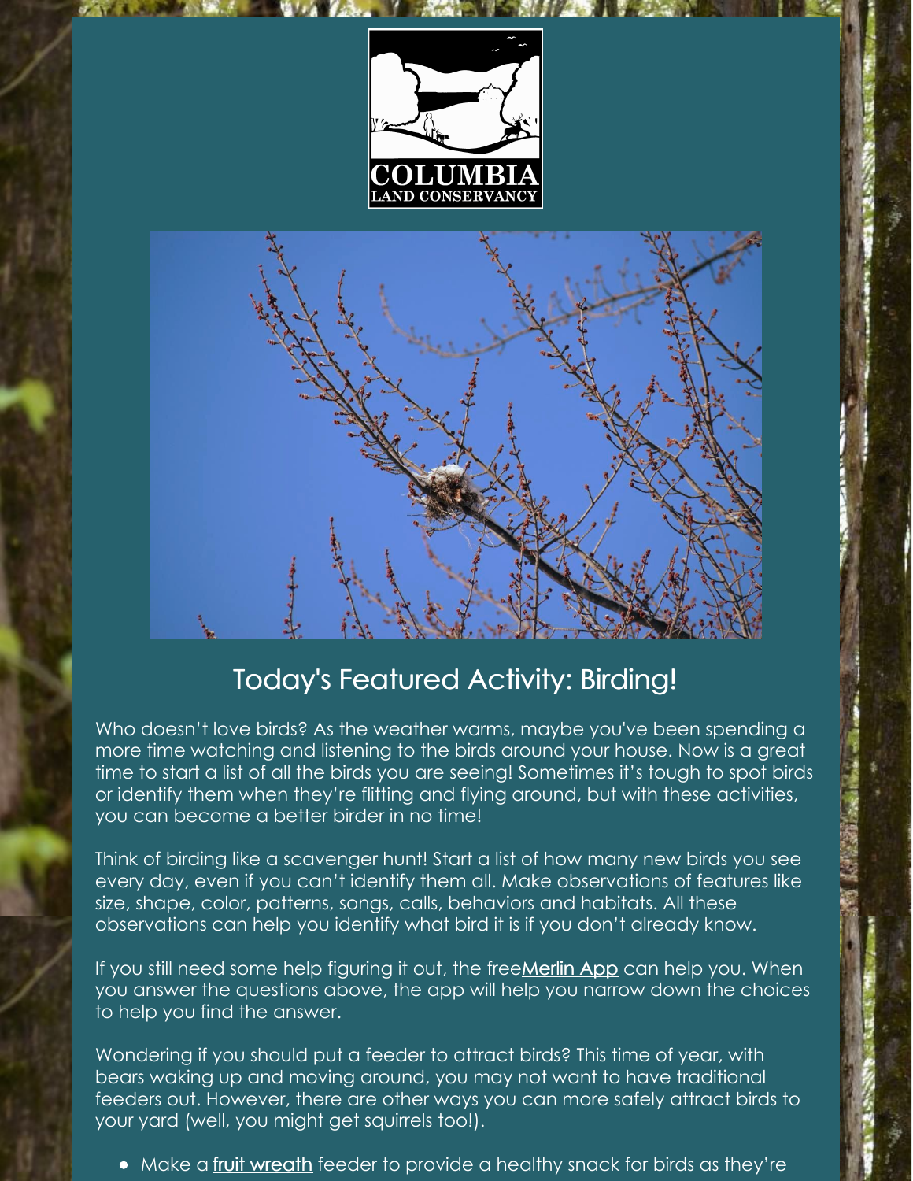## Today's Featured Activity: Birding!

Who doesn't love birds? As the weather warms, maybe you've been spending a more time watching and listening to the birds around your house. Now is a great time to start a list of all the birds you are seeing! Sometimes it's tough to spot birds or identify them when they're flitting and flying around, but with these activities, you can become a better birder in no time!

Think of birding like a scavenger hunt! Start a list of how many new birds you see every day, even if you can't identify them all. Make observations of features like size, shape, color, patterns, songs, calls, behaviors and habitats. All these observations can help you identify what bird it is if you don't already know.

If you still need some help figuring it out, the free[Merlin App](#) can help you. When you answer the questions above, the app will help you narrow down the choices to help you find the answer.

Wondering if you should put a feeder to attract birds? This time of year, with bears waking up and moving around, you may not want to have traditional feeders out. However, there are other ways you can more safely attract birds to your yard (well, you might get squirrels too!).

- Make a [fruit wreath](#) feeder to provide a healthy snack for birds as they're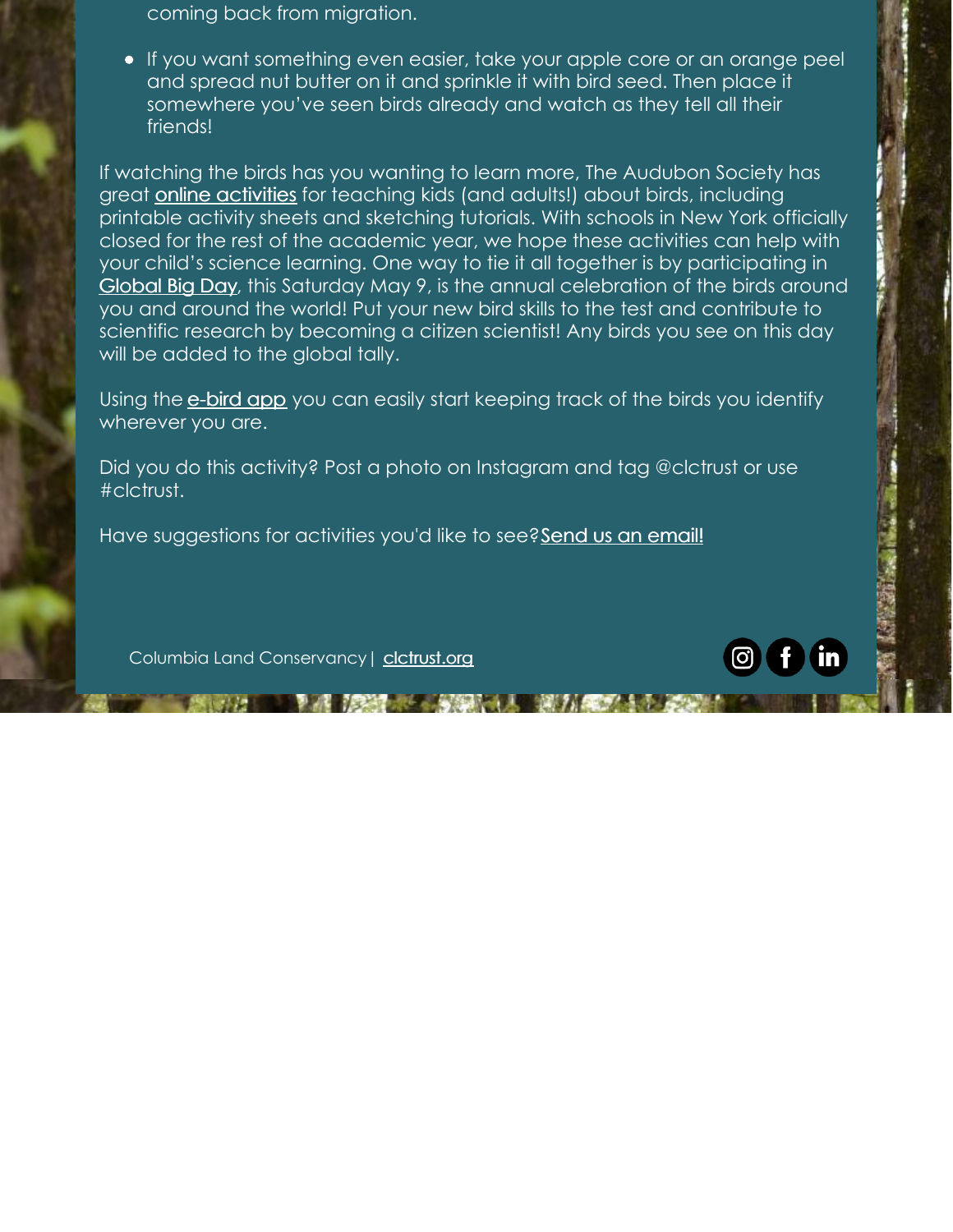coming back from migration.

- If you want something even easier, take your apple core or an orange peel and spread nut butter on it and sprinkle it with bird seed. Then place it somewhere you've seen birds already and watch as they tell all their friends!

If watching the birds has you wanting to learn more, The Audubon Society has great online activities for teaching kids (and adults!) about birds, including printable activity sheets and sketching tutorials. With schools in New York officially closed for the rest of the academic year, we hope these activities can help with your child's science learning. One way to tie it all together is by participating in Global Big Day, this Saturday May 9, is the annual celebration of the birds around you and around the world! Put your new bird skills to the test and contribute to scientific research by becoming a citizen scientist! Any birds you see on this day will be added to the global tally.

Using the e-bird app you can easily start keeping track of the birds you identify wherever you are.

Did you do this activity? Post a photo on Instagram and tag @clctrust or use #clctrust.

Have suggestions for activities you'd like to see? Send us an email!

Columbia Land Conservancy | clctrust.org